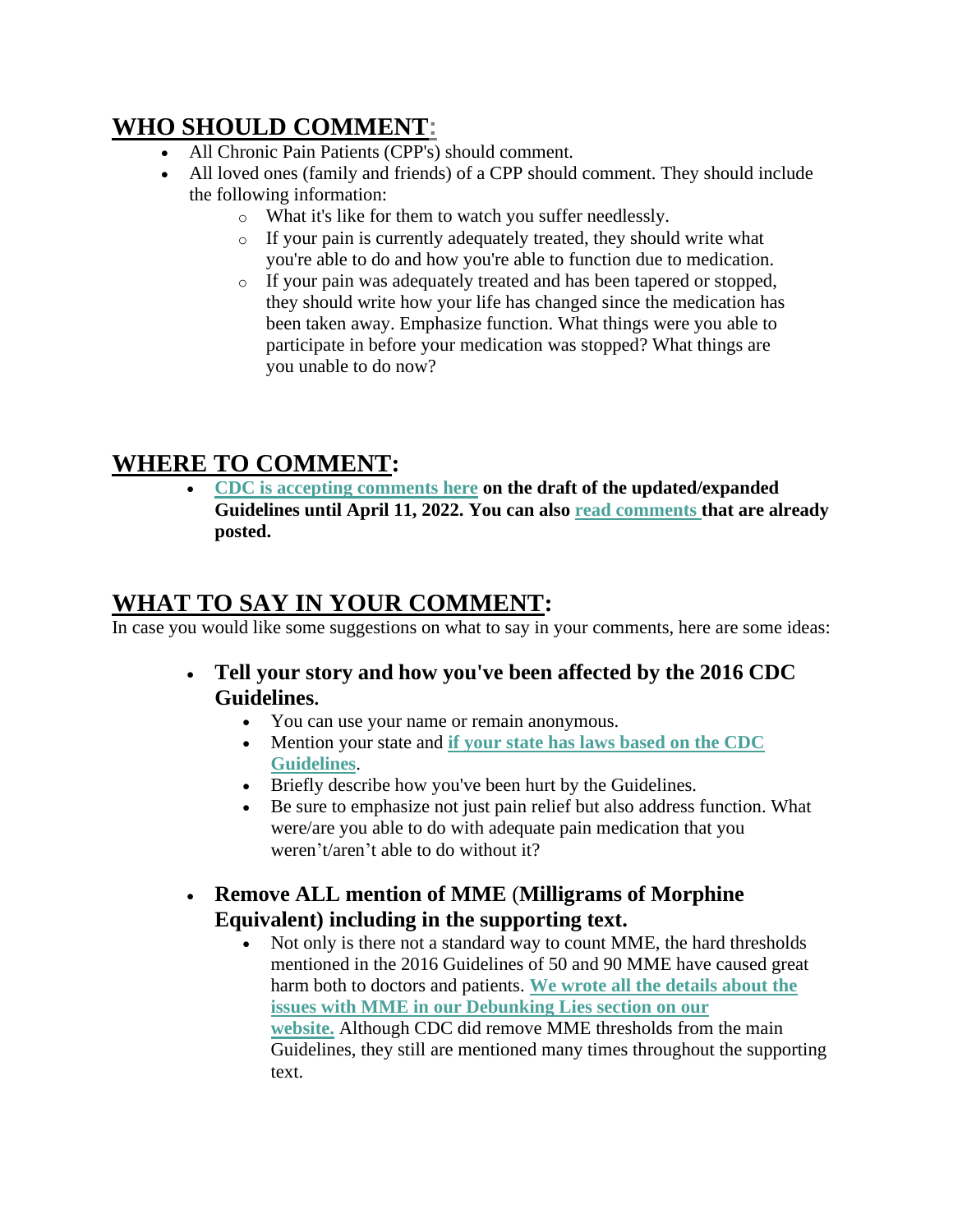## **WHO SHOULD COMMENT:**

- All Chronic Pain Patients (CPP's) should comment.
- All loved ones (family and friends) of a CPP should comment. They should include the following information:
  - What it's like for them to watch you suffer needlessly.
  - If your pain is currently adequately treated, they should write what you're able to do and how you're able to function due to medication.
  - If your pain was adequately treated and has been tapered or stopped, they should write how your life has changed since the medication has been taken away. Emphasize function. What things were you able to participate in before your medication was stopped? What things are you unable to do now?

## **WHERE TO COMMENT:**

- **CDC is accepting comments here on the draft of the updated/expanded Guidelines until April 11, 2022. You can also read comments that are already posted.**

## **WHAT TO SAY IN YOUR COMMENT:**

In case you would like some suggestions on what to say in your comments, here are some ideas:

- **Tell your story and how you've been affected by the 2016 CDC Guidelines.**
  - You can use your name or remain anonymous.
  - Mention your state and **if your state has laws based on the CDC Guidelines**.
  - Briefly describe how you've been hurt by the Guidelines.
  - Be sure to emphasize not just pain relief but also address function. What were/are you able to do with adequate pain medication that you weren't/aren't able to do without it?

- **Remove ALL mention of MME (Milligrams of Morphine Equivalent) including in the supporting text.**
  - Not only is there not a standard way to count MME, the hard thresholds mentioned in the 2016 Guidelines of 50 and 90 MME have caused great harm both to doctors and patients. **We wrote all the details about the issues with MME in our Debunking Lies section on our website.** Although CDC did remove MME thresholds from the main Guidelines, they still are mentioned many times throughout the supporting text.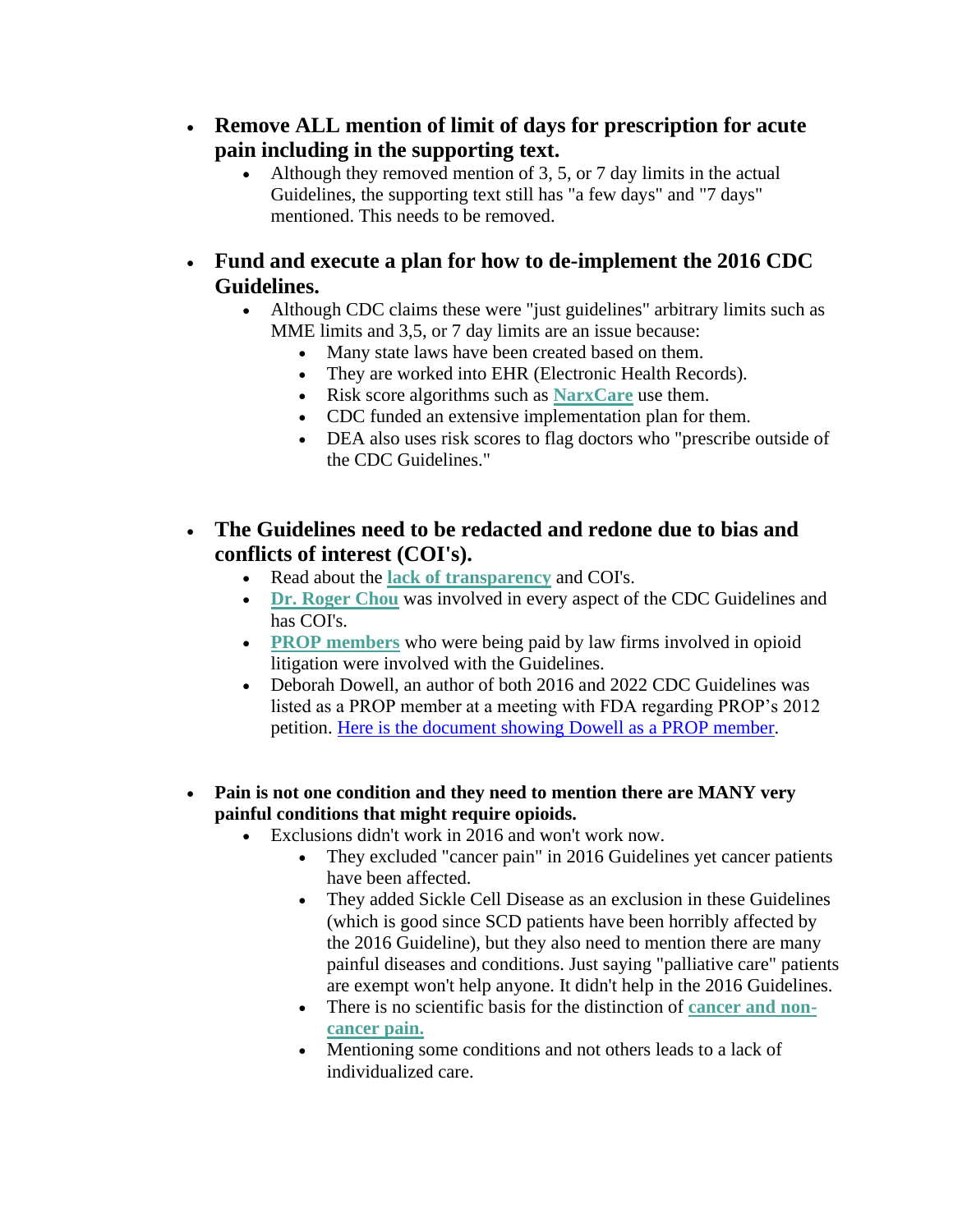- **Remove ALL mention of limit of days for prescription for acute pain including in the supporting text.**
  - Although they removed mention of 3, 5, or 7 day limits in the actual Guidelines, the supporting text still has "a few days" and "7 days" mentioned. This needs to be removed.

- **Fund and execute a plan for how to de-implement the 2016 CDC Guidelines.**
  - Although CDC claims these were "just guidelines" arbitrary limits such as MME limits and 3,5, or 7 day limits are an issue because:
    - Many state laws have been created based on them.
    - They are worked into EHR (Electronic Health Records).
    - Risk score algorithms such as **NarxCare** use them.
    - CDC funded an extensive implementation plan for them.
    - DEA also uses risk scores to flag doctors who "prescribe outside of the CDC Guidelines."

- **The Guidelines need to be redacted and redone due to bias and conflicts of interest (COI's).**
  - Read about the **lack of transparency** and COI's.
  - **Dr. Roger Chou** was involved in every aspect of the CDC Guidelines and has COI's.
  - **PROP members** who were being paid by law firms involved in opioid litigation were involved with the Guidelines.
  - Deborah Dowell, an author of both 2016 and 2022 CDC Guidelines was listed as a PROP member at a meeting with FDA regarding PROP's 2012 petition. Here is the document showing Dowell as a PROP member.

- **Pain is not one condition and they need to mention there are MANY very painful conditions that might require opioids.**
  - Exclusions didn't work in 2016 and won't work now.
    - They excluded "cancer pain" in 2016 Guidelines yet cancer patients have been affected.
    - They added Sickle Cell Disease as an exclusion in these Guidelines (which is good since SCD patients have been horribly affected by the 2016 Guideline), but they also need to mention there are many painful diseases and conditions. Just saying "palliative care" patients are exempt won't help anyone. It didn't help in the 2016 Guidelines.
    - There is no scientific basis for the distinction of **cancer and non-cancer pain.**
    - Mentioning some conditions and not others leads to a lack of individualized care.